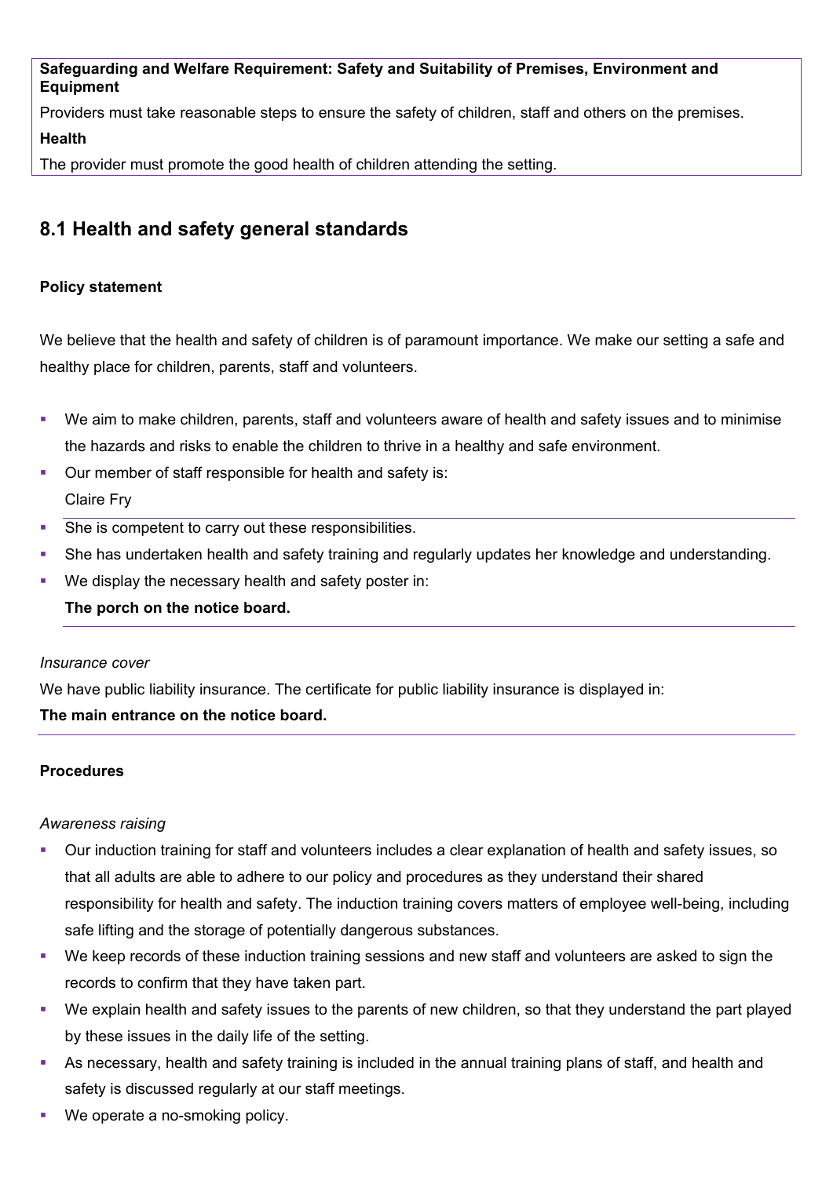**Safeguarding and Welfare Requirement: Safety and Suitability of Premises, Environment and Equipment**

Providers must take reasonable steps to ensure the safety of children, staff and others on the premises.

**Health**

The provider must promote the good health of children attending the setting.

## 8.1 Health and safety general standards

**Policy statement**

We believe that the health and safety of children is of paramount importance. We make our setting a safe and healthy place for children, parents, staff and volunteers.

- We aim to make children, parents, staff and volunteers aware of health and safety issues and to minimise the hazards and risks to enable the children to thrive in a healthy and safe environment.
- Our member of staff responsible for health and safety is:
  Claire Fry
- She is competent to carry out these responsibilities.
- She has undertaken health and safety training and regularly updates her knowledge and understanding.
- We display the necessary health and safety poster in:
  **The porch on the notice board.**

*Insurance cover*

We have public liability insurance. The certificate for public liability insurance is displayed in:

**The main entrance on the notice board.**

**Procedures**

*Awareness raising*

- Our induction training for staff and volunteers includes a clear explanation of health and safety issues, so that all adults are able to adhere to our policy and procedures as they understand their shared responsibility for health and safety. The induction training covers matters of employee well-being, including safe lifting and the storage of potentially dangerous substances.
- We keep records of these induction training sessions and new staff and volunteers are asked to sign the records to confirm that they have taken part.
- We explain health and safety issues to the parents of new children, so that they understand the part played by these issues in the daily life of the setting.
- As necessary, health and safety training is included in the annual training plans of staff, and health and safety is discussed regularly at our staff meetings.
- We operate a no-smoking policy.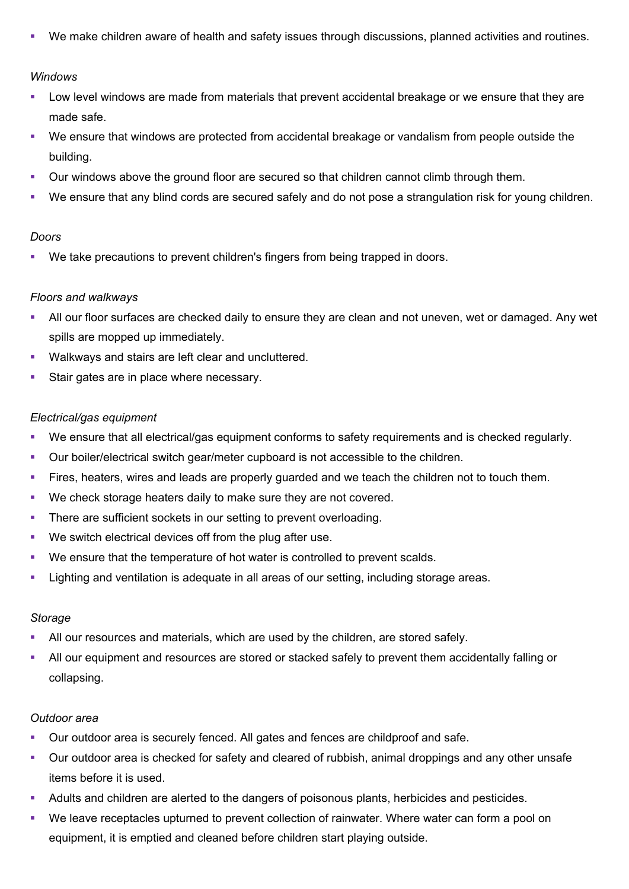- We make children aware of health and safety issues through discussions, planned activities and routines.

*Windows*

- Low level windows are made from materials that prevent accidental breakage or we ensure that they are made safe.
- We ensure that windows are protected from accidental breakage or vandalism from people outside the building.
- Our windows above the ground floor are secured so that children cannot climb through them.
- We ensure that any blind cords are secured safely and do not pose a strangulation risk for young children.

*Doors*

- We take precautions to prevent children's fingers from being trapped in doors.

*Floors and walkways*

- All our floor surfaces are checked daily to ensure they are clean and not uneven, wet or damaged. Any wet spills are mopped up immediately.
- Walkways and stairs are left clear and uncluttered.
- Stair gates are in place where necessary.

*Electrical/gas equipment*

- We ensure that all electrical/gas equipment conforms to safety requirements and is checked regularly.
- Our boiler/electrical switch gear/meter cupboard is not accessible to the children.
- Fires, heaters, wires and leads are properly guarded and we teach the children not to touch them.
- We check storage heaters daily to make sure they are not covered.
- There are sufficient sockets in our setting to prevent overloading.
- We switch electrical devices off from the plug after use.
- We ensure that the temperature of hot water is controlled to prevent scalds.
- Lighting and ventilation is adequate in all areas of our setting, including storage areas.

*Storage*

- All our resources and materials, which are used by the children, are stored safely.
- All our equipment and resources are stored or stacked safely to prevent them accidentally falling or collapsing.

*Outdoor area*

- Our outdoor area is securely fenced. All gates and fences are childproof and safe.
- Our outdoor area is checked for safety and cleared of rubbish, animal droppings and any other unsafe items before it is used.
- Adults and children are alerted to the dangers of poisonous plants, herbicides and pesticides.
- We leave receptacles upturned to prevent collection of rainwater. Where water can form a pool on equipment, it is emptied and cleaned before children start playing outside.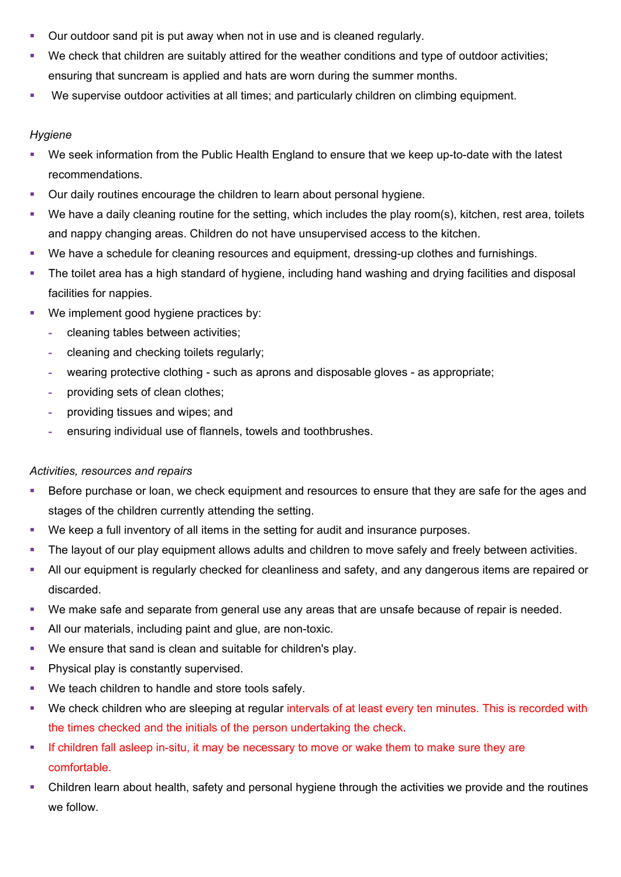- Our outdoor sand pit is put away when not in use and is cleaned regularly.
- We check that children are suitably attired for the weather conditions and type of outdoor activities; ensuring that suncream is applied and hats are worn during the summer months.
- We supervise outdoor activities at all times; and particularly children on climbing equipment.

*Hygiene*

- We seek information from the Public Health England to ensure that we keep up-to-date with the latest recommendations.
- Our daily routines encourage the children to learn about personal hygiene.
- We have a daily cleaning routine for the setting, which includes the play room(s), kitchen, rest area, toilets and nappy changing areas. Children do not have unsupervised access to the kitchen.
- We have a schedule for cleaning resources and equipment, dressing-up clothes and furnishings.
- The toilet area has a high standard of hygiene, including hand washing and drying facilities and disposal facilities for nappies.
- We implement good hygiene practices by:
  - cleaning tables between activities;
  - cleaning and checking toilets regularly;
  - wearing protective clothing - such as aprons and disposable gloves - as appropriate;
  - providing sets of clean clothes;
  - providing tissues and wipes; and
  - ensuring individual use of flannels, towels and toothbrushes.

*Activities, resources and repairs*

- Before purchase or loan, we check equipment and resources to ensure that they are safe for the ages and stages of the children currently attending the setting.
- We keep a full inventory of all items in the setting for audit and insurance purposes.
- The layout of our play equipment allows adults and children to move safely and freely between activities.
- All our equipment is regularly checked for cleanliness and safety, and any dangerous items are repaired or discarded.
- We make safe and separate from general use any areas that are unsafe because of repair is needed.
- All our materials, including paint and glue, are non-toxic.
- We ensure that sand is clean and suitable for children's play.
- Physical play is constantly supervised.
- We teach children to handle and store tools safely.
- We check children who are sleeping at regular intervals of at least every ten minutes. This is recorded with the times checked and the initials of the person undertaking the check.
- If children fall asleep in-situ, it may be necessary to move or wake them to make sure they are comfortable.
- Children learn about health, safety and personal hygiene through the activities we provide and the routines we follow.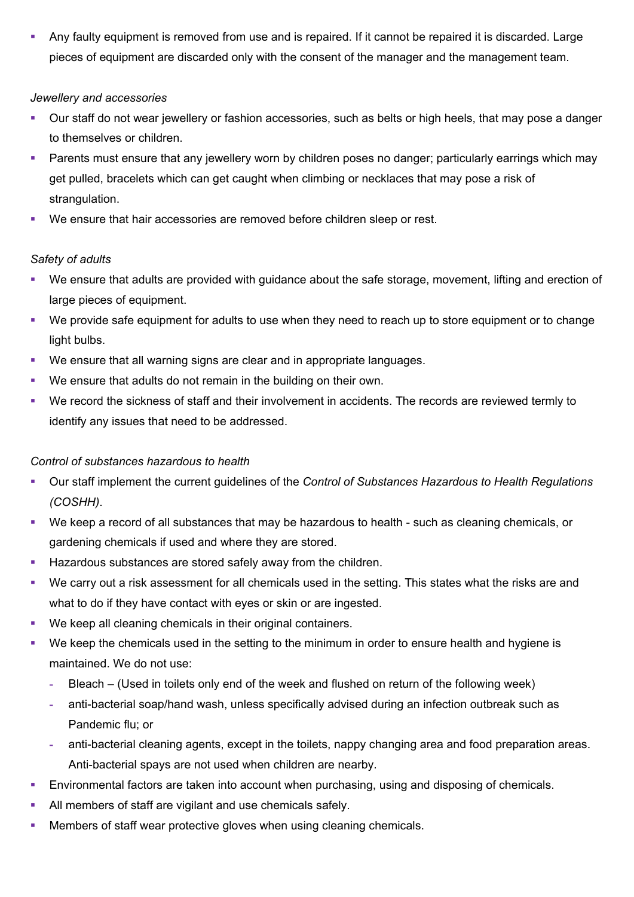- Any faulty equipment is removed from use and is repaired. If it cannot be repaired it is discarded. Large pieces of equipment are discarded only with the consent of the manager and the management team.

*Jewellery and accessories*

- Our staff do not wear jewellery or fashion accessories, such as belts or high heels, that may pose a danger to themselves or children.
- Parents must ensure that any jewellery worn by children poses no danger; particularly earrings which may get pulled, bracelets which can get caught when climbing or necklaces that may pose a risk of strangulation.
- We ensure that hair accessories are removed before children sleep or rest.

*Safety of adults*

- We ensure that adults are provided with guidance about the safe storage, movement, lifting and erection of large pieces of equipment.
- We provide safe equipment for adults to use when they need to reach up to store equipment or to change light bulbs.
- We ensure that all warning signs are clear and in appropriate languages.
- We ensure that adults do not remain in the building on their own.
- We record the sickness of staff and their involvement in accidents. The records are reviewed termly to identify any issues that need to be addressed.

*Control of substances hazardous to health*

- Our staff implement the current guidelines of the *Control of Substances Hazardous to Health Regulations (COSHH)*.
- We keep a record of all substances that may be hazardous to health - such as cleaning chemicals, or gardening chemicals if used and where they are stored.
- Hazardous substances are stored safely away from the children.
- We carry out a risk assessment for all chemicals used in the setting. This states what the risks are and what to do if they have contact with eyes or skin or are ingested.
- We keep all cleaning chemicals in their original containers.
- We keep the chemicals used in the setting to the minimum in order to ensure health and hygiene is maintained. We do not use:
  - Bleach – (Used in toilets only end of the week and flushed on return of the following week)
  - anti-bacterial soap/hand wash, unless specifically advised during an infection outbreak such as Pandemic flu; or
  - anti-bacterial cleaning agents, except in the toilets, nappy changing area and food preparation areas. Anti-bacterial spays are not used when children are nearby.
- Environmental factors are taken into account when purchasing, using and disposing of chemicals.
- All members of staff are vigilant and use chemicals safely.
- Members of staff wear protective gloves when using cleaning chemicals.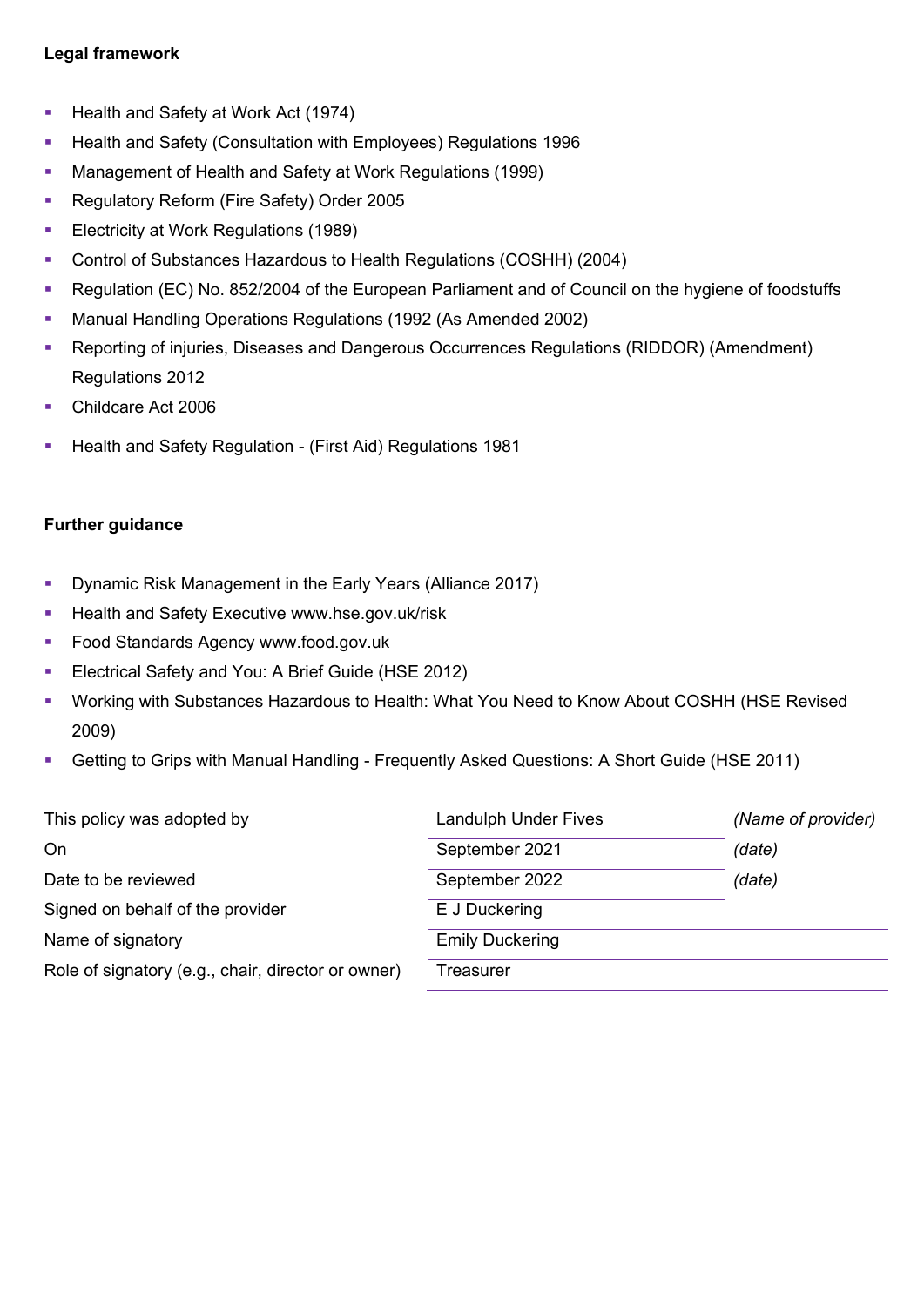**Legal framework**

- Health and Safety at Work Act (1974)
- Health and Safety (Consultation with Employees) Regulations 1996
- Management of Health and Safety at Work Regulations (1999)
- Regulatory Reform (Fire Safety) Order 2005
- Electricity at Work Regulations (1989)
- Control of Substances Hazardous to Health Regulations (COSHH) (2004)
- Regulation (EC) No. 852/2004 of the European Parliament and of Council on the hygiene of foodstuffs
- Manual Handling Operations Regulations (1992 (As Amended 2002)
- Reporting of injuries, Diseases and Dangerous Occurrences Regulations (RIDDOR) (Amendment) Regulations 2012
- Childcare Act 2006
- Health and Safety Regulation - (First Aid) Regulations 1981

**Further guidance**

- Dynamic Risk Management in the Early Years (Alliance 2017)
- Health and Safety Executive www.hse.gov.uk/risk
- Food Standards Agency www.food.gov.uk
- Electrical Safety and You: A Brief Guide (HSE 2012)
- Working with Substances Hazardous to Health: What You Need to Know About COSHH (HSE Revised 2009)
- Getting to Grips with Manual Handling - Frequently Asked Questions: A Short Guide (HSE 2011)

| | | |
|---|---|---|
| This policy was adopted by | Landulph Under Fives | *(Name of provider)* |
| On | September 2021 | *(date)* |
| Date to be reviewed | September 2022 | *(date)* |
| Signed on behalf of the provider | E J Duckering | |
| Name of signatory | Emily Duckering | |
| Role of signatory (e.g., chair, director or owner) | Treasurer | |